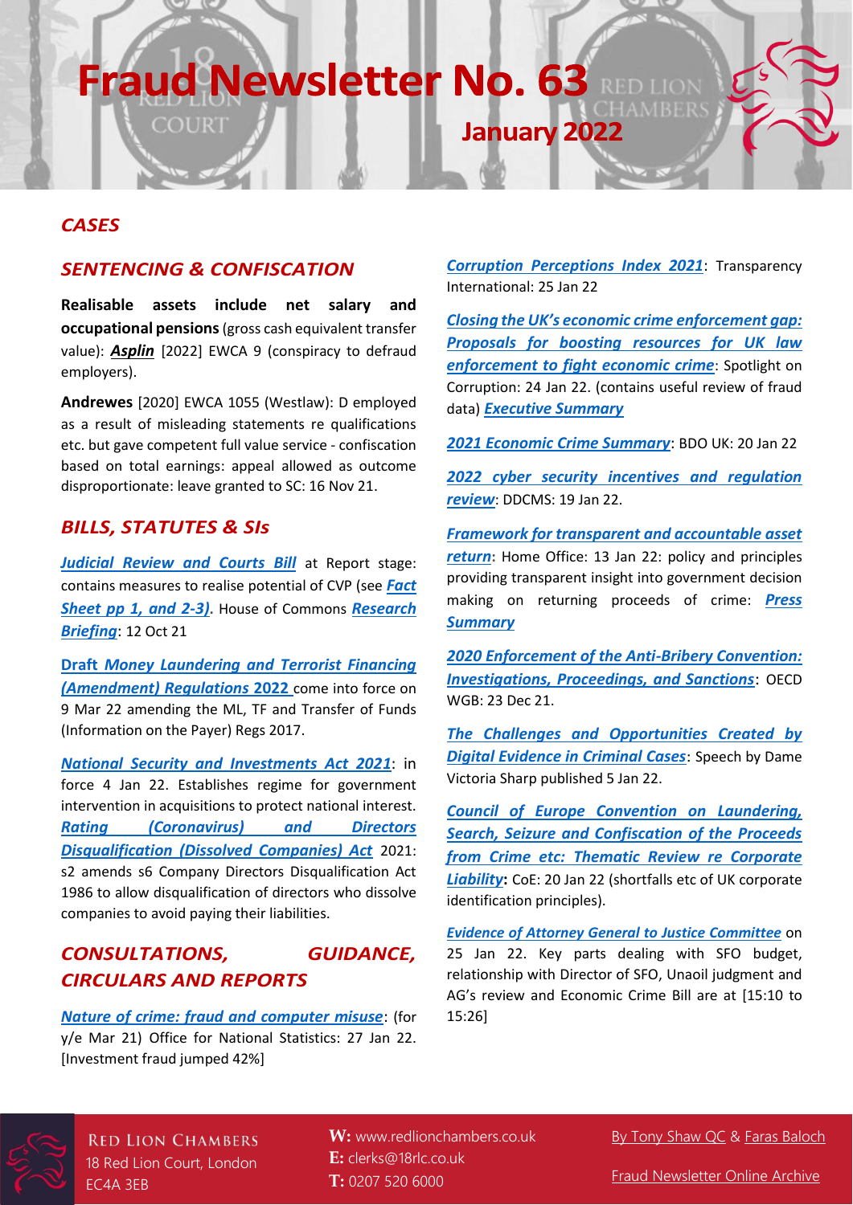# Fraud Newsletter No. 63

## January 2022

## *CASES*

## *SENTENCING & CONFISCATION*

**Realisable assets include net salary and occupational pensions** (gross cash equivalent transfer value): ***Asplin*** [2022] EWCA 9 (conspiracy to defraud employers).

**Andrewes** [2020] EWCA 1055 (Westlaw): D employed as a result of misleading statements re qualifications etc. but gave competent full value service - confiscation based on total earnings: appeal allowed as outcome disproportionate: leave granted to SC: 16 Nov 21.

## *BILLS, STATUTES & SIs*

***Judicial Review and Courts Bill*** at Report stage: contains measures to realise potential of CVP (see ***Fact Sheet pp 1, and 2-3)***. House of Commons ***Research Briefing***: 12 Oct 21

**Draft *Money Laundering and Terrorist Financing (Amendment) Regulations* 2022** come into force on 9 Mar 22 amending the ML, TF and Transfer of Funds (Information on the Payer) Regs 2017.

***National Security and Investments Act 2021***: in force 4 Jan 22. Establishes regime for government intervention in acquisitions to protect national interest. ***Rating (Coronavirus) and Directors Disqualification (Dissolved Companies) Act*** 2021: s2 amends s6 Company Directors Disqualification Act 1986 to allow disqualification of directors who dissolve companies to avoid paying their liabilities.

## *CONSULTATIONS, GUIDANCE, CIRCULARS AND REPORTS*

***Nature of crime: fraud and computer misuse***: (for y/e Mar 21) Office for National Statistics: 27 Jan 22. [Investment fraud jumped 42%]

***Corruption Perceptions Index 2021***: Transparency International: 25 Jan 22

***Closing the UK's economic crime enforcement gap: Proposals for boosting resources for UK law enforcement to fight economic crime***: Spotlight on Corruption: 24 Jan 22. (contains useful review of fraud data) ***Executive Summary***

***2021 Economic Crime Summary***: BDO UK: 20 Jan 22

***2022 cyber security incentives and regulation review***: DDCMS: 19 Jan 22.

***Framework for transparent and accountable asset return***: Home Office: 13 Jan 22: policy and principles providing transparent insight into government decision making on returning proceeds of crime: ***Press Summary***

***2020 Enforcement of the Anti-Bribery Convention: Investigations, Proceedings, and Sanctions***: OECD WGB: 23 Dec 21.

***The Challenges and Opportunities Created by Digital Evidence in Criminal Cases***: Speech by Dame Victoria Sharp published 5 Jan 22.

***Council of Europe Convention on Laundering, Search, Seizure and Confiscation of the Proceeds from Crime etc: Thematic Review re Corporate Liability*:** CoE: 20 Jan 22 (shortfalls etc of UK corporate identification principles).

***Evidence of Attorney General to Justice Committee*** on 25 Jan 22. Key parts dealing with SFO budget, relationship with Director of SFO, Unaoil judgment and AG's review and Economic Crime Bill are at [15:10 to 15:26]

Red Lion Chambers
18 Red Lion Court, London
EC4A 3EB

**W:** www.redlionchambers.co.uk
**E:** clerks@18rlc.co.uk
**T:** 0207 520 6000

By Tony Shaw QC & Faras Baloch

Fraud Newsletter Online Archive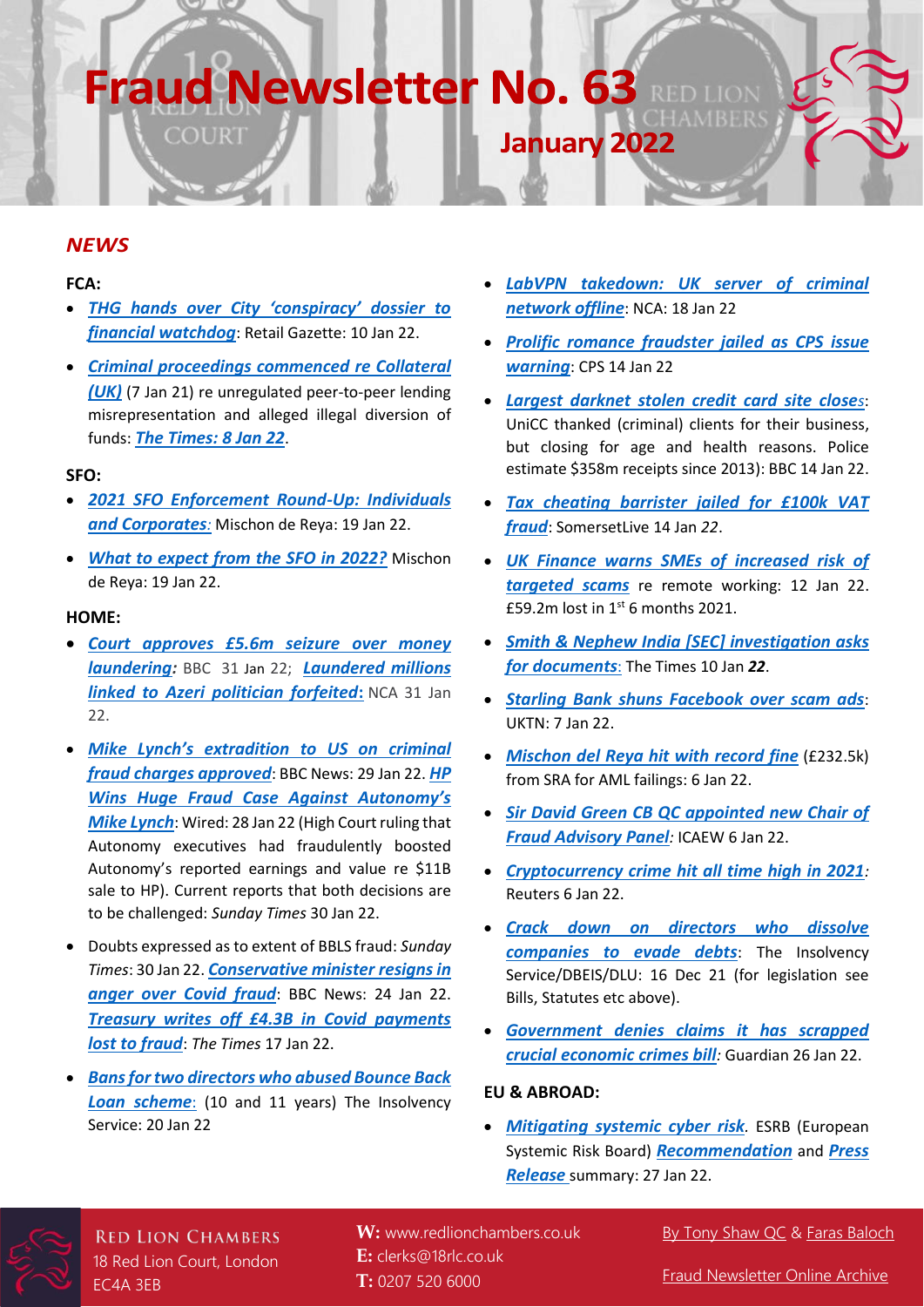# Fraud Newsletter No. 63

## January 2022

## *NEWS*

**FCA:**

- ***THG hands over City 'conspiracy' dossier to financial watchdog***: Retail Gazette: 10 Jan 22.
- ***Criminal proceedings commenced re Collateral (UK)*** (7 Jan 21) re unregulated peer-to-peer lending misrepresentation and alleged illegal diversion of funds: ***The Times: 8 Jan 22***.

**SFO:**

- ***2021 SFO Enforcement Round-Up: Individuals and Corporates:*** Mischon de Reya: 19 Jan 22.
- ***What to expect from the SFO in 2022?*** Mischon de Reya: 19 Jan 22.

**HOME:**

- ***Court approves £5.6m seizure over money laundering:*** BBC 31 Jan 22; ***Laundered millions linked to Azeri politician forfeited***: NCA 31 Jan 22.
- ***Mike Lynch's extradition to US on criminal fraud charges approved***: BBC News: 29 Jan 22. ***HP Wins Huge Fraud Case Against Autonomy's Mike Lynch***: Wired: 28 Jan 22 (High Court ruling that Autonomy executives had fraudulently boosted Autonomy's reported earnings and value re $11B sale to HP). Current reports that both decisions are to be challenged: *Sunday Times* 30 Jan 22.
- Doubts expressed as to extent of BBLS fraud: *Sunday Times*: 30 Jan 22. ***Conservative minister resigns in anger over Covid fraud***: BBC News: 24 Jan 22. ***Treasury writes off £4.3B in Covid payments lost to fraud***: *The Times* 17 Jan 22.
- ***Bans for two directors who abused Bounce Back Loan scheme***: (10 and 11 years) The Insolvency Service: 20 Jan 22
- ***LabVPN takedown: UK server of criminal network offline***: NCA: 18 Jan 22
- ***Prolific romance fraudster jailed as CPS issue warning***: CPS 14 Jan 22
- ***Largest darknet stolen credit card site closes***: UniCC thanked (criminal) clients for their business, but closing for age and health reasons. Police estimate $358m receipts since 2013): BBC 14 Jan 22.
- ***Tax cheating barrister jailed for £100k VAT fraud***: SomersetLive 14 Jan *22*.
- ***UK Finance warns SMEs of increased risk of targeted scams*** re remote working: 12 Jan 22. £59.2m lost in 1st 6 months 2021.
- ***Smith & Nephew India [SEC] investigation asks for documents***: The Times 10 Jan ***22***.
- ***Starling Bank shuns Facebook over scam ads***: UKTN: 7 Jan 22.
- ***Mischon del Reya hit with record fine*** (£232.5k) from SRA for AML failings: 6 Jan 22.
- ***Sir David Green CB QC appointed new Chair of Fraud Advisory Panel:*** ICAEW 6 Jan 22.
- ***Cryptocurrency crime hit all time high in 2021:*** Reuters 6 Jan 22.
- ***Crack down on directors who dissolve companies to evade debts***: The Insolvency Service/DBEIS/DLU: 16 Dec 21 (for legislation see Bills, Statutes etc above).
- ***Government denies claims it has scrapped crucial economic crimes bill:*** Guardian 26 Jan 22.

**EU & ABROAD:**

- ***Mitigating systemic cyber risk***. ESRB (European Systemic Risk Board) ***Recommendation*** and ***Press Release*** summary: 27 Jan 22.

Red Lion Chambers
18 Red Lion Court, London
EC4A 3EB

**W:** www.redlionchambers.co.uk
**E:** clerks@18rlc.co.uk
**T:** 0207 520 6000

By Tony Shaw QC & Faras Baloch

Fraud Newsletter Online Archive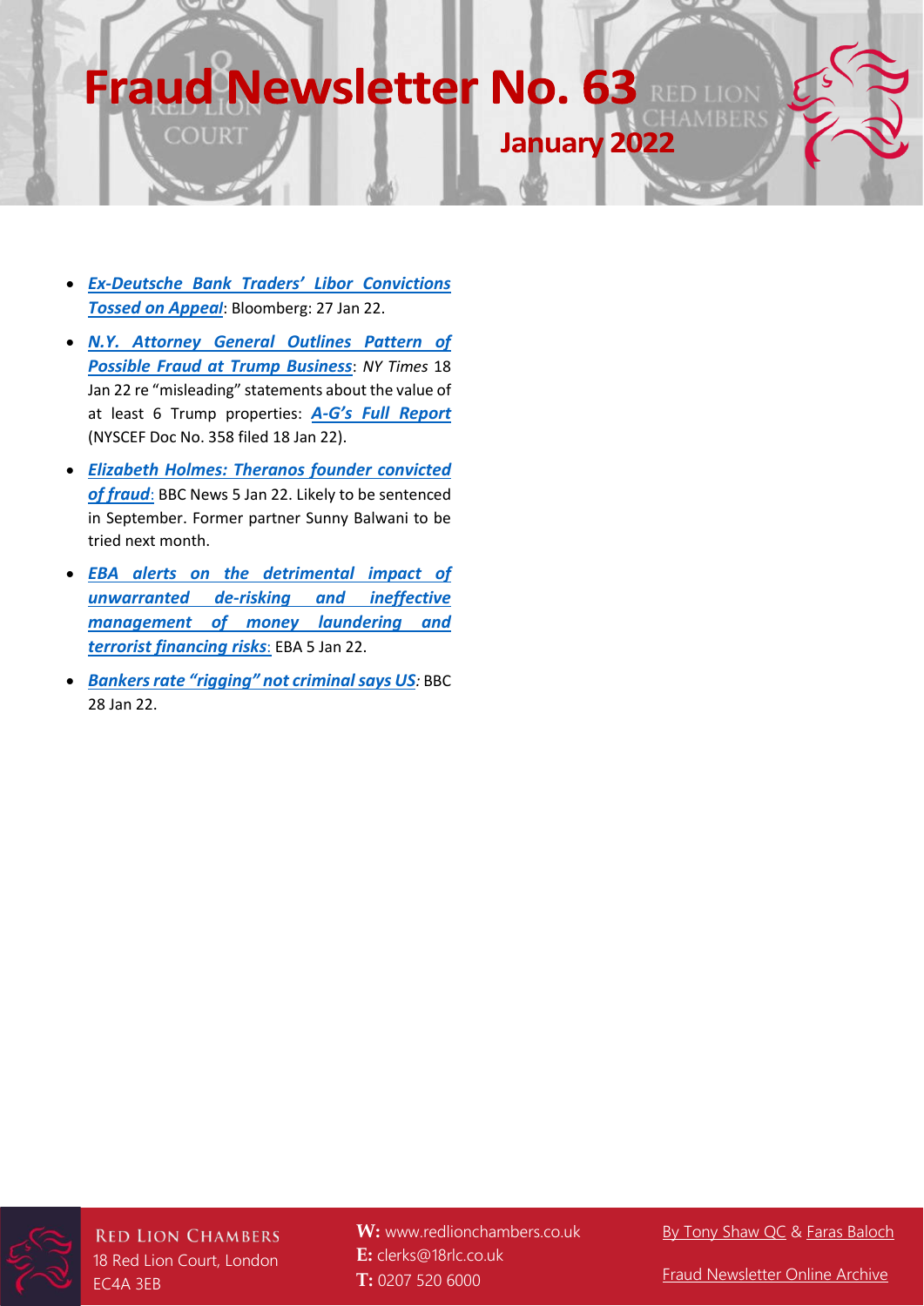- ***Ex-Deutsche Bank Traders' Libor Convictions Tossed on Appeal***: Bloomberg: 27 Jan 22.
- ***N.Y. Attorney General Outlines Pattern of Possible Fraud at Trump Business***: *NY Times* 18 Jan 22 re "misleading" statements about the value of at least 6 Trump properties: ***A-G's Full Report*** (NYSCEF Doc No. 358 filed 18 Jan 22).
- ***Elizabeth Holmes: Theranos founder convicted of fraud***: BBC News 5 Jan 22. Likely to be sentenced in September. Former partner Sunny Balwani to be tried next month.
- ***EBA alerts on the detrimental impact of unwarranted de-risking and ineffective management of money laundering and terrorist financing risks***: EBA 5 Jan 22.
- ***Bankers rate "rigging" not criminal says US***: BBC 28 Jan 22.